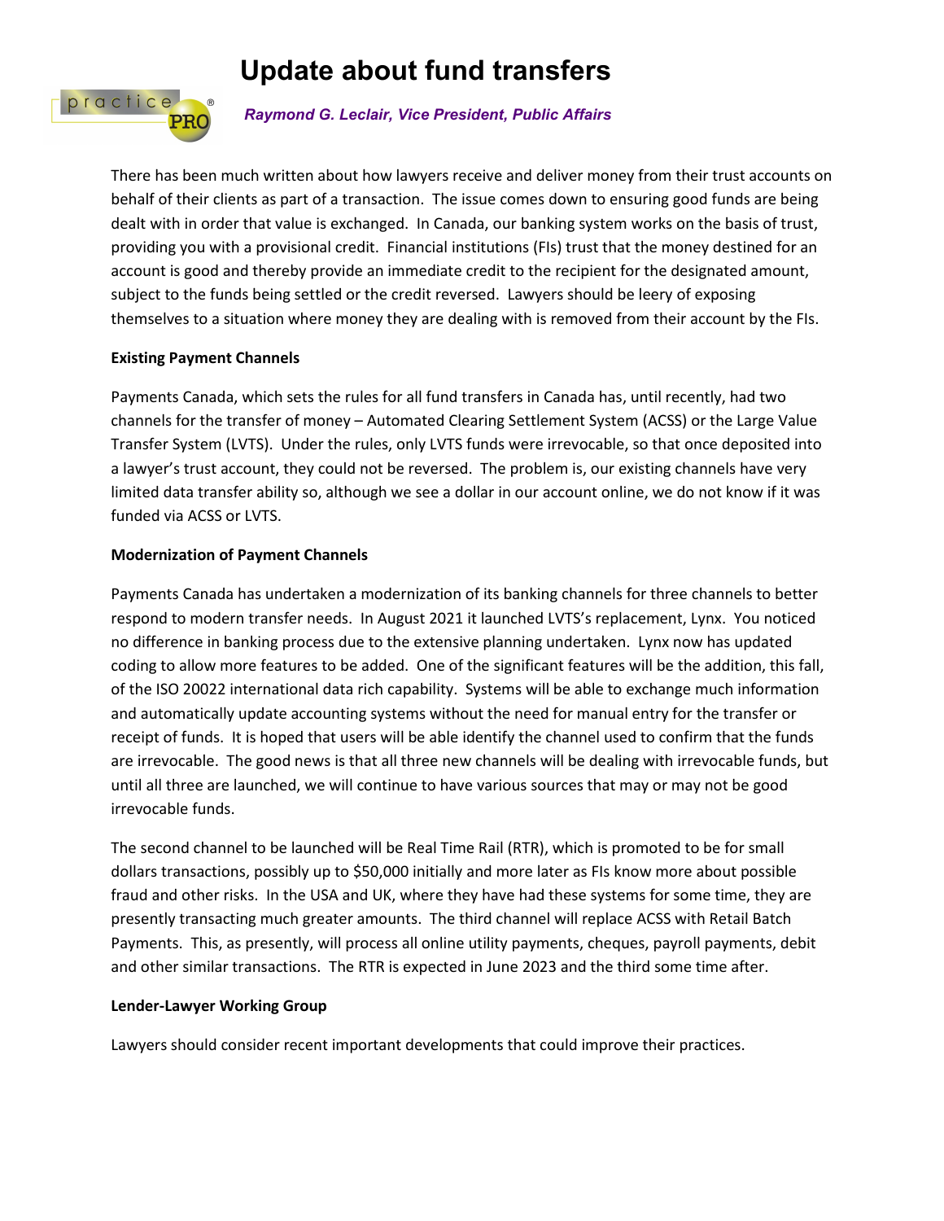# Update about fund transfers

***Raymond G. Leclair, Vice President, Public Affairs***

There has been much written about how lawyers receive and deliver money from their trust accounts on behalf of their clients as part of a transaction. The issue comes down to ensuring good funds are being dealt with in order that value is exchanged. In Canada, our banking system works on the basis of trust, providing you with a provisional credit. Financial institutions (FIs) trust that the money destined for an account is good and thereby provide an immediate credit to the recipient for the designated amount, subject to the funds being settled or the credit reversed. Lawyers should be leery of exposing themselves to a situation where money they are dealing with is removed from their account by the FIs.

**Existing Payment Channels**

Payments Canada, which sets the rules for all fund transfers in Canada has, until recently, had two channels for the transfer of money – Automated Clearing Settlement System (ACSS) or the Large Value Transfer System (LVTS). Under the rules, only LVTS funds were irrevocable, so that once deposited into a lawyer's trust account, they could not be reversed. The problem is, our existing channels have very limited data transfer ability so, although we see a dollar in our account online, we do not know if it was funded via ACSS or LVTS.

**Modernization of Payment Channels**

Payments Canada has undertaken a modernization of its banking channels for three channels to better respond to modern transfer needs. In August 2021 it launched LVTS's replacement, Lynx. You noticed no difference in banking process due to the extensive planning undertaken. Lynx now has updated coding to allow more features to be added. One of the significant features will be the addition, this fall, of the ISO 20022 international data rich capability. Systems will be able to exchange much information and automatically update accounting systems without the need for manual entry for the transfer or receipt of funds. It is hoped that users will be able identify the channel used to confirm that the funds are irrevocable. The good news is that all three new channels will be dealing with irrevocable funds, but until all three are launched, we will continue to have various sources that may or may not be good irrevocable funds.

The second channel to be launched will be Real Time Rail (RTR), which is promoted to be for small dollars transactions, possibly up to $50,000 initially and more later as FIs know more about possible fraud and other risks. In the USA and UK, where they have had these systems for some time, they are presently transacting much greater amounts. The third channel will replace ACSS with Retail Batch Payments. This, as presently, will process all online utility payments, cheques, payroll payments, debit and other similar transactions. The RTR is expected in June 2023 and the third some time after.

**Lender-Lawyer Working Group**

Lawyers should consider recent important developments that could improve their practices.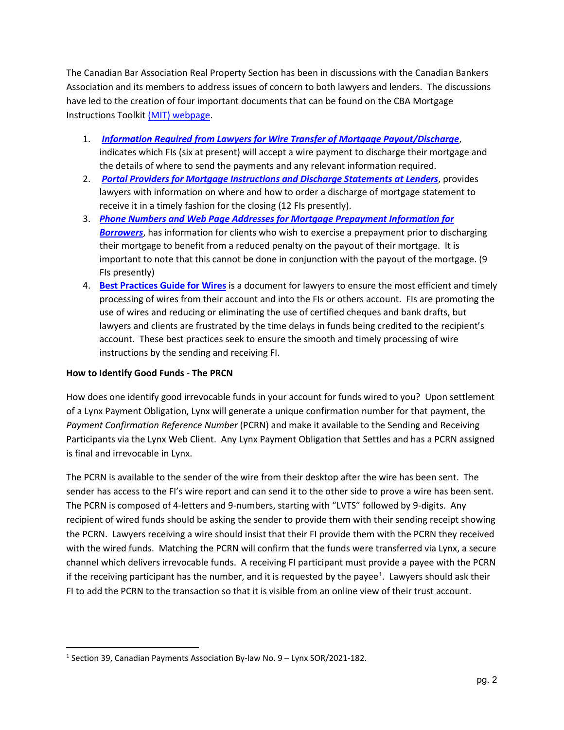The Canadian Bar Association Real Property Section has been in discussions with the Canadian Bankers Association and its members to address issues of concern to both lawyers and lenders. The discussions have led to the creation of four important documents that can be found on the CBA Mortgage Instructions Toolkit (MIT) webpage.

1. ***Information Required from Lawyers for Wire Transfer of Mortgage Payout/Discharge***, indicates which FIs (six at present) will accept a wire payment to discharge their mortgage and the details of where to send the payments and any relevant information required.
2. ***Portal Providers for Mortgage Instructions and Discharge Statements at Lenders***, provides lawyers with information on where and how to order a discharge of mortgage statement to receive it in a timely fashion for the closing (12 FIs presently).
3. ***Phone Numbers and Web Page Addresses for Mortgage Prepayment Information for Borrowers***, has information for clients who wish to exercise a prepayment prior to discharging their mortgage to benefit from a reduced penalty on the payout of their mortgage. It is important to note that this cannot be done in conjunction with the payout of the mortgage. (9 FIs presently)
4. **Best Practices Guide for Wires** is a document for lawyers to ensure the most efficient and timely processing of wires from their account and into the FIs or others account. FIs are promoting the use of wires and reducing or eliminating the use of certified cheques and bank drafts, but lawyers and clients are frustrated by the time delays in funds being credited to the recipient's account. These best practices seek to ensure the smooth and timely processing of wire instructions by the sending and receiving FI.

**How to Identify Good Funds - The PRCN**

How does one identify good irrevocable funds in your account for funds wired to you? Upon settlement of a Lynx Payment Obligation, Lynx will generate a unique confirmation number for that payment, the *Payment Confirmation Reference Number* (PCRN) and make it available to the Sending and Receiving Participants via the Lynx Web Client. Any Lynx Payment Obligation that Settles and has a PCRN assigned is final and irrevocable in Lynx.

The PCRN is available to the sender of the wire from their desktop after the wire has been sent. The sender has access to the FI's wire report and can send it to the other side to prove a wire has been sent. The PCRN is composed of 4-letters and 9-numbers, starting with "LVTS" followed by 9-digits. Any recipient of wired funds should be asking the sender to provide them with their sending receipt showing the PCRN. Lawyers receiving a wire should insist that their FI provide them with the PCRN they received with the wired funds. Matching the PCRN will confirm that the funds were transferred via Lynx, a secure channel which delivers irrevocable funds. A receiving FI participant must provide a payee with the PCRN if the receiving participant has the number, and it is requested by the payee[1]. Lawyers should ask their FI to add the PCRN to the transaction so that it is visible from an online view of their trust account.

[1] Section 39, Canadian Payments Association By-law No. 9 – Lynx SOR/2021-182.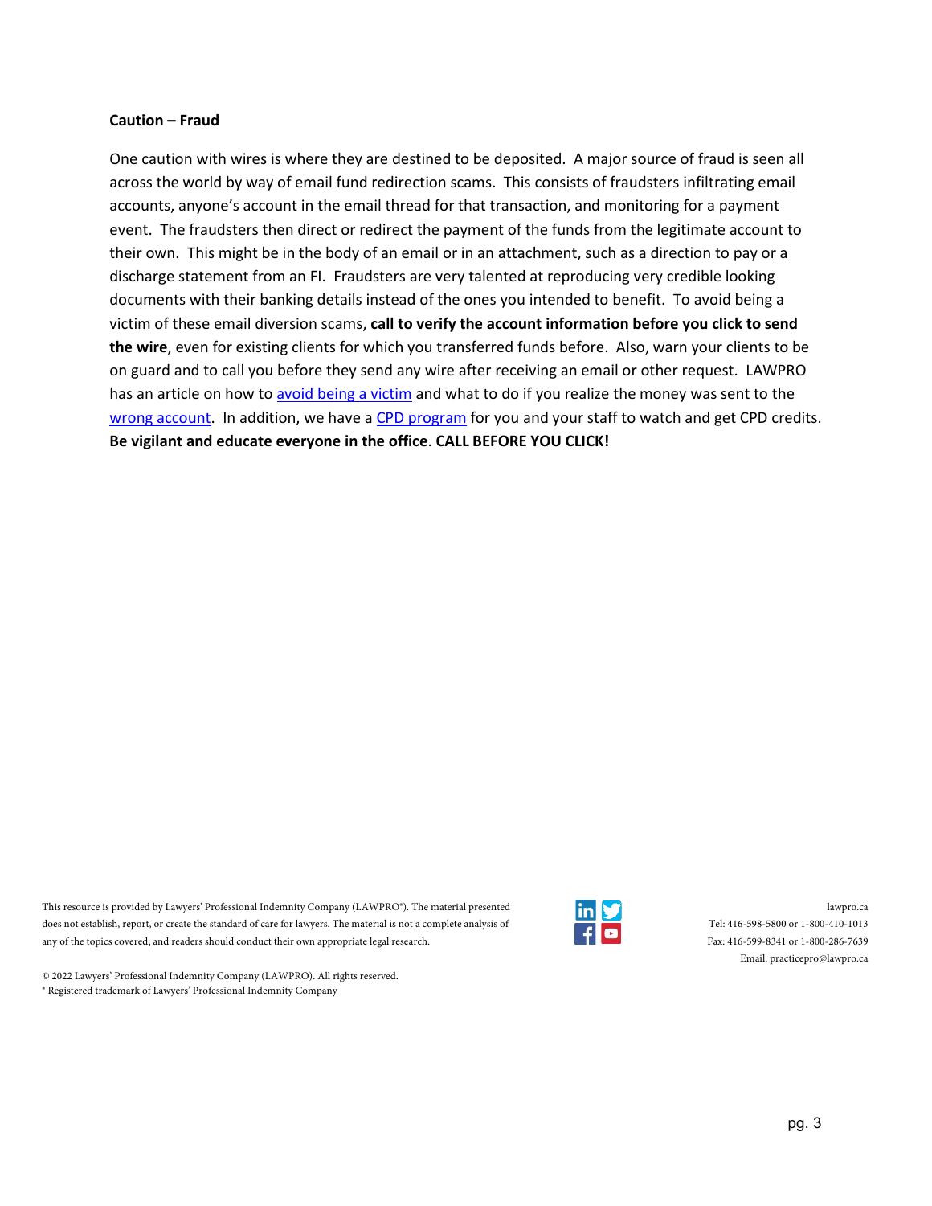**Caution – Fraud**

One caution with wires is where they are destined to be deposited. A major source of fraud is seen all across the world by way of email fund redirection scams. This consists of fraudsters infiltrating email accounts, anyone's account in the email thread for that transaction, and monitoring for a payment event. The fraudsters then direct or redirect the payment of the funds from the legitimate account to their own. This might be in the body of an email or in an attachment, such as a direction to pay or a discharge statement from an FI. Fraudsters are very talented at reproducing very credible looking documents with their banking details instead of the ones you intended to benefit. To avoid being a victim of these email diversion scams, **call to verify the account information before you click to send the wire**, even for existing clients for which you transferred funds before. Also, warn your clients to be on guard and to call you before they send any wire after receiving an email or other request. LAWPRO has an article on how to avoid being a victim and what to do if you realize the money was sent to the wrong account. In addition, we have a CPD program for you and your staff to watch and get CPD credits. **Be vigilant and educate everyone in the office**. **CALL BEFORE YOU CLICK!**

This resource is provided by Lawyers' Professional Indemnity Company (LAWPRO®). The material presented does not establish, report, or create the standard of care for lawyers. The material is not a complete analysis of any of the topics covered, and readers should conduct their own appropriate legal research.

© 2022 Lawyers' Professional Indemnity Company (LAWPRO). All rights reserved.
® Registered trademark of Lawyers' Professional Indemnity Company

lawpro.ca
Tel: 416-598-5800 or 1-800-410-1013
Fax: 416-599-8341 or 1-800-286-7639
Email: practicepro@lawpro.ca